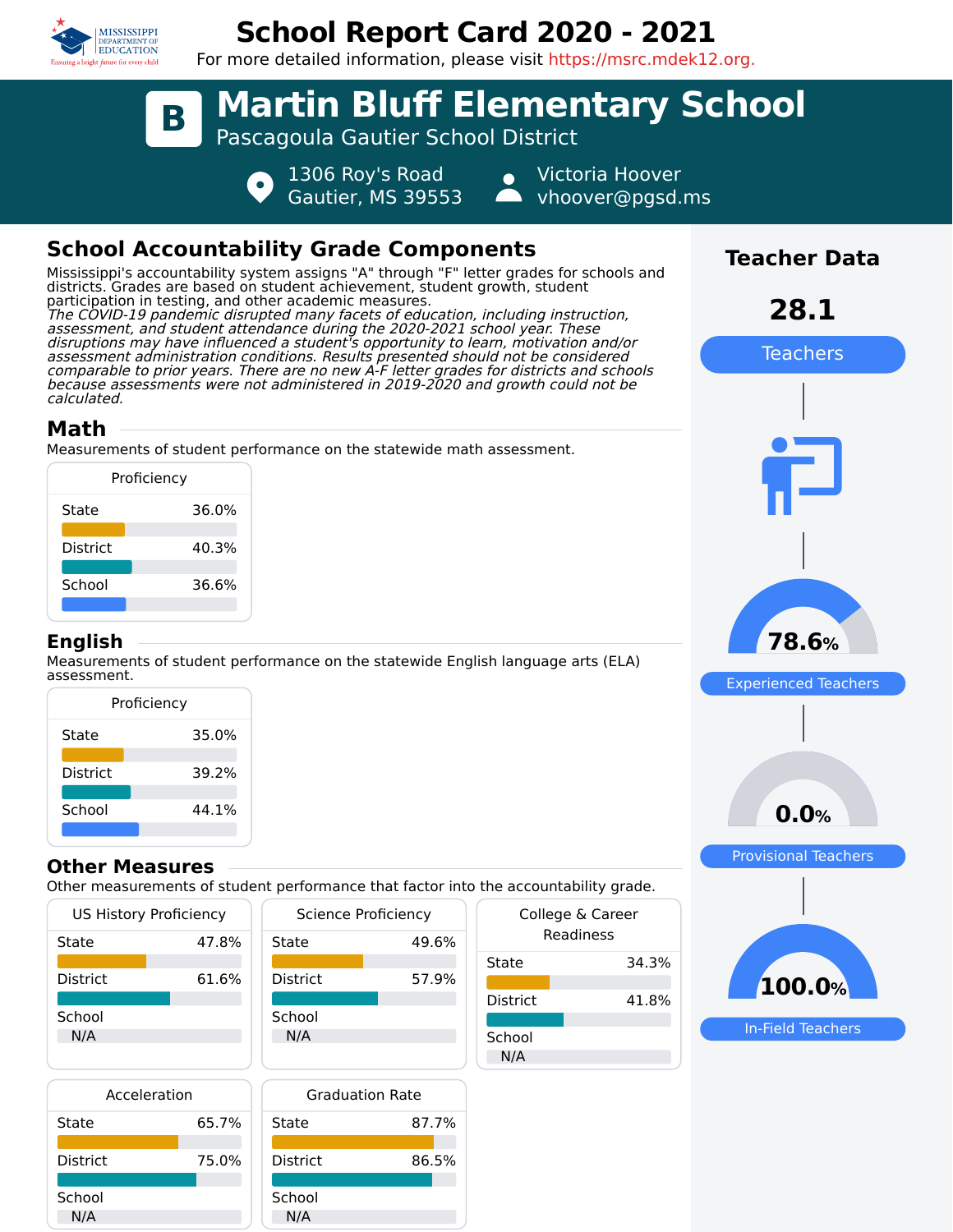# School Report Card 2020 - 2021

For more detailed information, please visit https://msrc.mdek12.org.

# B Martin Bluff Elementary School

Pascagoula Gautier School District

1306 Roy's Road
Gautier, MS 39553

Victoria Hoover
vhoover@pgsd.ms

## School Accountability Grade Components

Mississippi's accountability system assigns "A" through "F" letter grades for schools and districts. Grades are based on student achievement, student growth, student participation in testing, and other academic measures.

*The COVID-19 pandemic disrupted many facets of education, including instruction, assessment, and student attendance during the 2020-2021 school year. These disruptions may have influenced a student's opportunity to learn, motivation and/or assessment administration conditions. Results presented should not be considered comparable to prior years. There are no new A-F letter grades for districts and schools because assessments were not administered in 2019-2020 and growth could not be calculated.*

## Math

Measurements of student performance on the statewide math assessment.

Proficiency

State 36.0%

District 40.3%

School 36.6%

## English

Measurements of student performance on the statewide English language arts (ELA) assessment.

Proficiency

State 35.0%

District 39.2%

School 44.1%

## Other Measures

Other measurements of student performance that factor into the accountability grade.

US History Proficiency

State 47.8%

District 61.6%

School N/A

Science Proficiency

State 49.6%

District 57.9%

School N/A

College & Career Readiness

State 34.3%

District 41.8%

School N/A

Acceleration

State 65.7%

District 75.0%

School N/A

Graduation Rate

State 87.7%

District 86.5%

School N/A

## Teacher Data

28.1

Teachers

78.6%

Experienced Teachers

0.0%

Provisional Teachers

100.0%

In-Field Teachers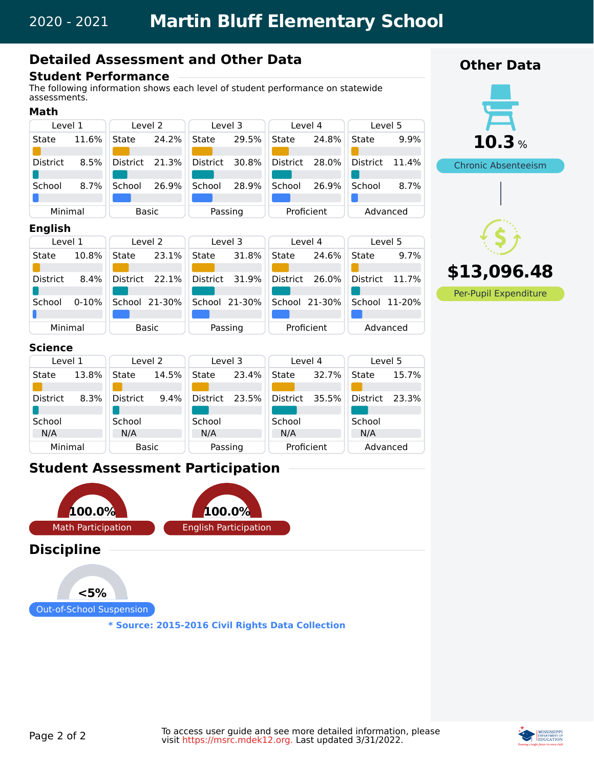# Martin Bluff Elementary School

2020 - 2021

## Detailed Assessment and Other Data

### Student Performance

The following information shows each level of student performance on statewide assessments.

#### Math

| | Level 1 | Level 2 | Level 3 | Level 4 | Level 5 |
|---|---|---|---|---|---|
| State | 11.6% | 24.2% | 29.5% | 24.8% | 9.9% |
| District | 8.5% | 21.3% | 30.8% | 28.0% | 11.4% |
| School | 8.7% | 26.9% | 28.9% | 26.9% | 8.7% |
| | Minimal | Basic | Passing | Proficient | Advanced |

#### English

| | Level 1 | Level 2 | Level 3 | Level 4 | Level 5 |
|---|---|---|---|---|---|
| State | 10.8% | 23.1% | 31.8% | 24.6% | 9.7% |
| District | 8.4% | 22.1% | 31.9% | 26.0% | 11.7% |
| School | 0-10% | 21-30% | 21-30% | 21-30% | 11-20% |
| | Minimal | Basic | Passing | Proficient | Advanced |

#### Science

| | Level 1 | Level 2 | Level 3 | Level 4 | Level 5 |
|---|---|---|---|---|---|
| State | 13.8% | 14.5% | 23.4% | 32.7% | 15.7% |
| District | 8.3% | 9.4% | 23.5% | 35.5% | 23.3% |
| School | N/A | N/A | N/A | N/A | N/A |
| | Minimal | Basic | Passing | Proficient | Advanced |

### Student Assessment Participation

100.0%
Math Participation

100.0%
English Participation

### Discipline

<5%
Out-of-School Suspension

* Source: 2015-2016 Civil Rights Data Collection

## Other Data

10.3 %
Chronic Absenteeism

$13,096.48
Per-Pupil Expenditure

To access user guide and see more detailed information, please visit https://msrc.mdek12.org. Last updated 3/31/2022.